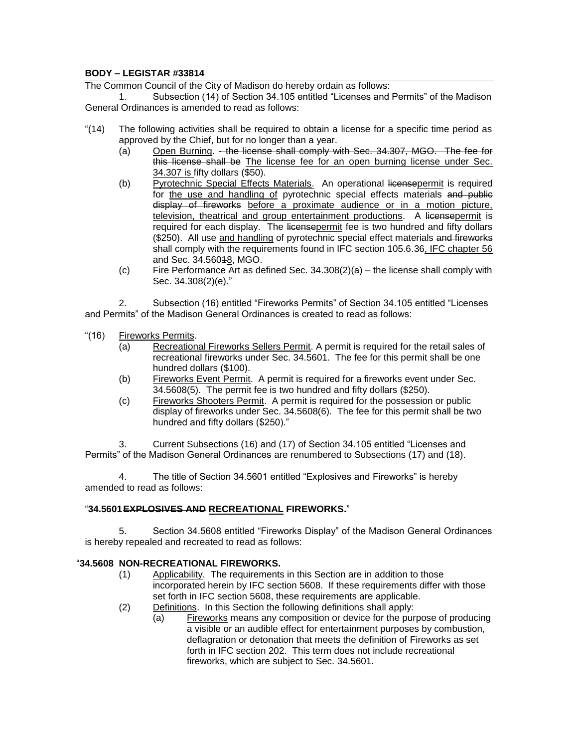**BODY – LEGISTAR #33814**

The Common Council of the City of Madison do hereby ordain as follows:

1. Subsection (14) of Section 34.105 entitled "Licenses and Permits" of the Madison General Ordinances is amended to read as follows:

"(14) The following activities shall be required to obtain a license for a specific time period as approved by the Chief, but for no longer than a year.

(a) <u>Open Burning</u>. ~~- the license shall comply with Sec. 34.307, MGO. The fee for this license shall be~~ <u>The license fee for an open burning license under Sec. 34.307 is</u> fifty dollars ($50).

(b) <u>Pyrotechnic Special Effects Materials</u>. An operational ~~license~~<u>permit</u> is required for <u>the use and handling of</u> pyrotechnic special effects materials ~~and public display of fireworks~~ <u>before a proximate audience or in a motion picture, television, theatrical and group entertainment productions</u>. A ~~license~~<u>permit</u> is required for each display. The ~~license~~<u>permit</u> fee is two hundred and fifty dollars ($250). All use <u>and handling</u> of pyrotechnic special effect materials ~~and fireworks~~ shall comply with the requirements found in IFC section 105.6.36<u>, IFC chapter 56</u> and Sec. 34.5601~~1~~<u>8</u>, MGO.

(c) Fire Performance Art as defined Sec. 34.308(2)(a) – the license shall comply with Sec. 34.308(2)(e)."

2. Subsection (16) entitled "Fireworks Permits" of Section 34.105 entitled "Licenses and Permits" of the Madison General Ordinances is created to read as follows:

"(16) <u>Fireworks Permits</u>.

(a) <u>Recreational Fireworks Sellers Permit</u>. A permit is required for the retail sales of recreational fireworks under Sec. 34.5601. The fee for this permit shall be one hundred dollars ($100).

(b) <u>Fireworks Event Permit</u>. A permit is required for a fireworks event under Sec. 34.5608(5). The permit fee is two hundred and fifty dollars ($250).

(c) <u>Fireworks Shooters Permit</u>. A permit is required for the possession or public display of fireworks under Sec. 34.5608(6). The fee for this permit shall be two hundred and fifty dollars ($250)."

3. Current Subsections (16) and (17) of Section 34.105 entitled "Licenses and Permits" of the Madison General Ordinances are renumbered to Subsections (17) and (18).

4. The title of Section 34.5601 entitled "Explosives and Fireworks" is hereby amended to read as follows:

"**34.5601** ~~**EXPLOSIVES AND**~~ <u>**RECREATIONAL**</u> **FIREWORKS.**"

5. Section 34.5608 entitled "Fireworks Display" of the Madison General Ordinances is hereby repealed and recreated to read as follows:

"**34.5608 NON-RECREATIONAL FIREWORKS.**

(1) <u>Applicability</u>. The requirements in this Section are in addition to those incorporated herein by IFC section 5608. If these requirements differ with those set forth in IFC section 5608, these requirements are applicable.

(2) <u>Definitions</u>. In this Section the following definitions shall apply:

(a) <u>Fireworks</u> means any composition or device for the purpose of producing a visible or an audible effect for entertainment purposes by combustion, deflagration or detonation that meets the definition of Fireworks as set forth in IFC section 202. This term does not include recreational fireworks, which are subject to Sec. 34.5601.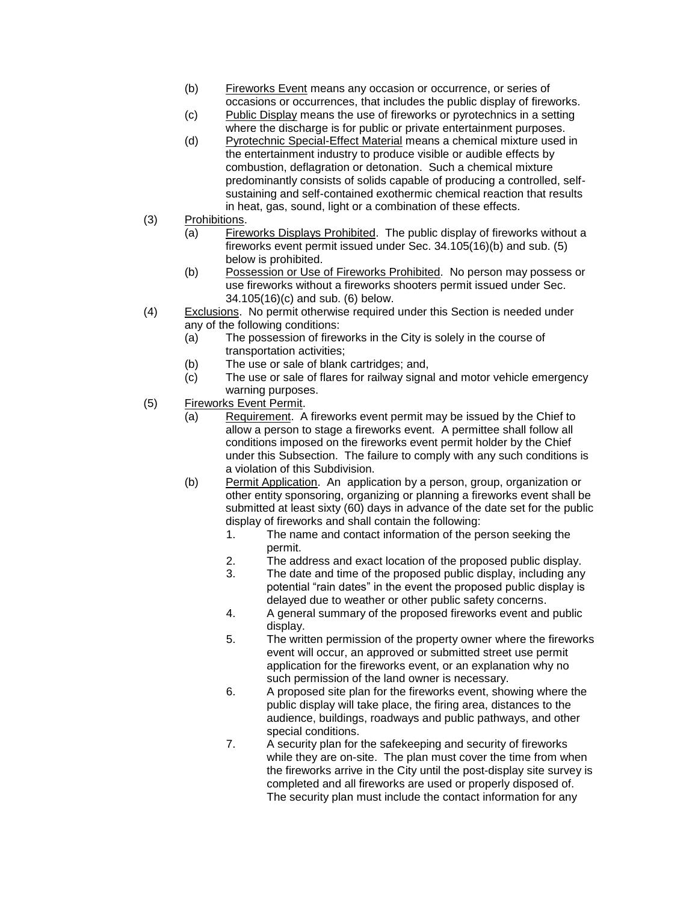(b) Fireworks Event means any occasion or occurrence, or series of occasions or occurrences, that includes the public display of fireworks.

(c) Public Display means the use of fireworks or pyrotechnics in a setting where the discharge is for public or private entertainment purposes.

(d) Pyrotechnic Special-Effect Material means a chemical mixture used in the entertainment industry to produce visible or audible effects by combustion, deflagration or detonation. Such a chemical mixture predominantly consists of solids capable of producing a controlled, self-sustaining and self-contained exothermic chemical reaction that results in heat, gas, sound, light or a combination of these effects.

(3) Prohibitions.

(a) Fireworks Displays Prohibited. The public display of fireworks without a fireworks event permit issued under Sec. 34.105(16)(b) and sub. (5) below is prohibited.

(b) Possession or Use of Fireworks Prohibited. No person may possess or use fireworks without a fireworks shooters permit issued under Sec. 34.105(16)(c) and sub. (6) below.

(4) Exclusions. No permit otherwise required under this Section is needed under any of the following conditions:

(a) The possession of fireworks in the City is solely in the course of transportation activities;

(b) The use or sale of blank cartridges; and,

(c) The use or sale of flares for railway signal and motor vehicle emergency warning purposes.

(5) Fireworks Event Permit.

(a) Requirement. A fireworks event permit may be issued by the Chief to allow a person to stage a fireworks event. A permittee shall follow all conditions imposed on the fireworks event permit holder by the Chief under this Subsection. The failure to comply with any such conditions is a violation of this Subdivision.

(b) Permit Application. An application by a person, group, organization or other entity sponsoring, organizing or planning a fireworks event shall be submitted at least sixty (60) days in advance of the date set for the public display of fireworks and shall contain the following:

1. The name and contact information of the person seeking the permit.
2. The address and exact location of the proposed public display.
3. The date and time of the proposed public display, including any potential "rain dates" in the event the proposed public display is delayed due to weather or other public safety concerns.
4. A general summary of the proposed fireworks event and public display.
5. The written permission of the property owner where the fireworks event will occur, an approved or submitted street use permit application for the fireworks event, or an explanation why no such permission of the land owner is necessary.
6. A proposed site plan for the fireworks event, showing where the public display will take place, the firing area, distances to the audience, buildings, roadways and public pathways, and other special conditions.
7. A security plan for the safekeeping and security of fireworks while they are on-site. The plan must cover the time from when the fireworks arrive in the City until the post-display site survey is completed and all fireworks are used or properly disposed of. The security plan must include the contact information for any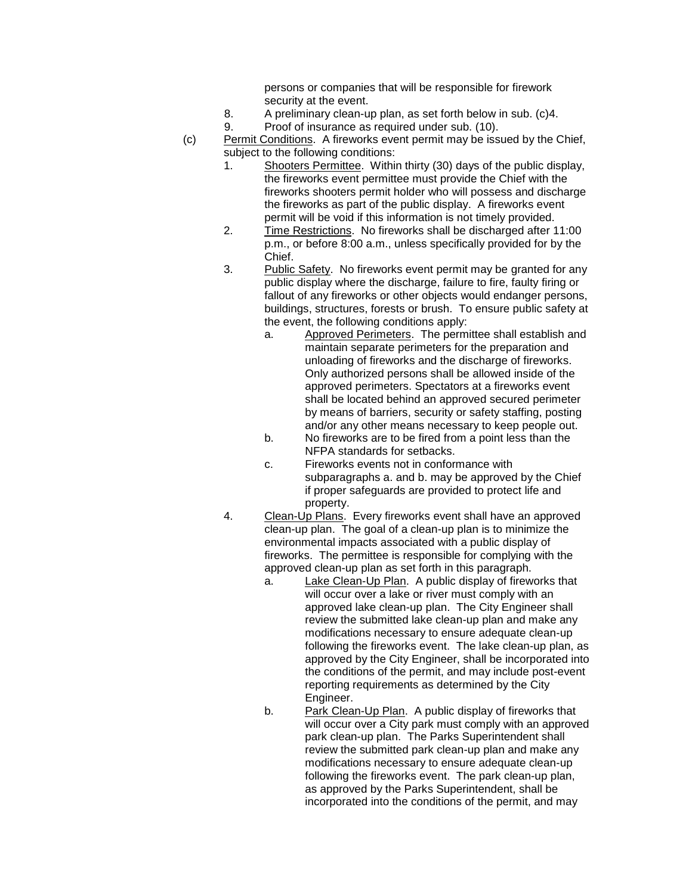persons or companies that will be responsible for firework security at the event.

8. A preliminary clean-up plan, as set forth below in sub. (c)4.
9. Proof of insurance as required under sub. (10).

(c) Permit Conditions. A fireworks event permit may be issued by the Chief, subject to the following conditions:

1. Shooters Permittee. Within thirty (30) days of the public display, the fireworks event permittee must provide the Chief with the fireworks shooters permit holder who will possess and discharge the fireworks as part of the public display. A fireworks event permit will be void if this information is not timely provided.
2. Time Restrictions. No fireworks shall be discharged after 11:00 p.m., or before 8:00 a.m., unless specifically provided for by the Chief.
3. Public Safety. No fireworks event permit may be granted for any public display where the discharge, failure to fire, faulty firing or fallout of any fireworks or other objects would endanger persons, buildings, structures, forests or brush. To ensure public safety at the event, the following conditions apply:
   a. Approved Perimeters. The permittee shall establish and maintain separate perimeters for the preparation and unloading of fireworks and the discharge of fireworks. Only authorized persons shall be allowed inside of the approved perimeters. Spectators at a fireworks event shall be located behind an approved secured perimeter by means of barriers, security or safety staffing, posting and/or any other means necessary to keep people out.
   b. No fireworks are to be fired from a point less than the NFPA standards for setbacks.
   c. Fireworks events not in conformance with subparagraphs a. and b. may be approved by the Chief if proper safeguards are provided to protect life and property.
4. Clean-Up Plans. Every fireworks event shall have an approved clean-up plan. The goal of a clean-up plan is to minimize the environmental impacts associated with a public display of fireworks. The permittee is responsible for complying with the approved clean-up plan as set forth in this paragraph.
   a. Lake Clean-Up Plan. A public display of fireworks that will occur over a lake or river must comply with an approved lake clean-up plan. The City Engineer shall review the submitted lake clean-up plan and make any modifications necessary to ensure adequate clean-up following the fireworks event. The lake clean-up plan, as approved by the City Engineer, shall be incorporated into the conditions of the permit, and may include post-event reporting requirements as determined by the City Engineer.
   b. Park Clean-Up Plan. A public display of fireworks that will occur over a City park must comply with an approved park clean-up plan. The Parks Superintendent shall review the submitted park clean-up plan and make any modifications necessary to ensure adequate clean-up following the fireworks event. The park clean-up plan, as approved by the Parks Superintendent, shall be incorporated into the conditions of the permit, and may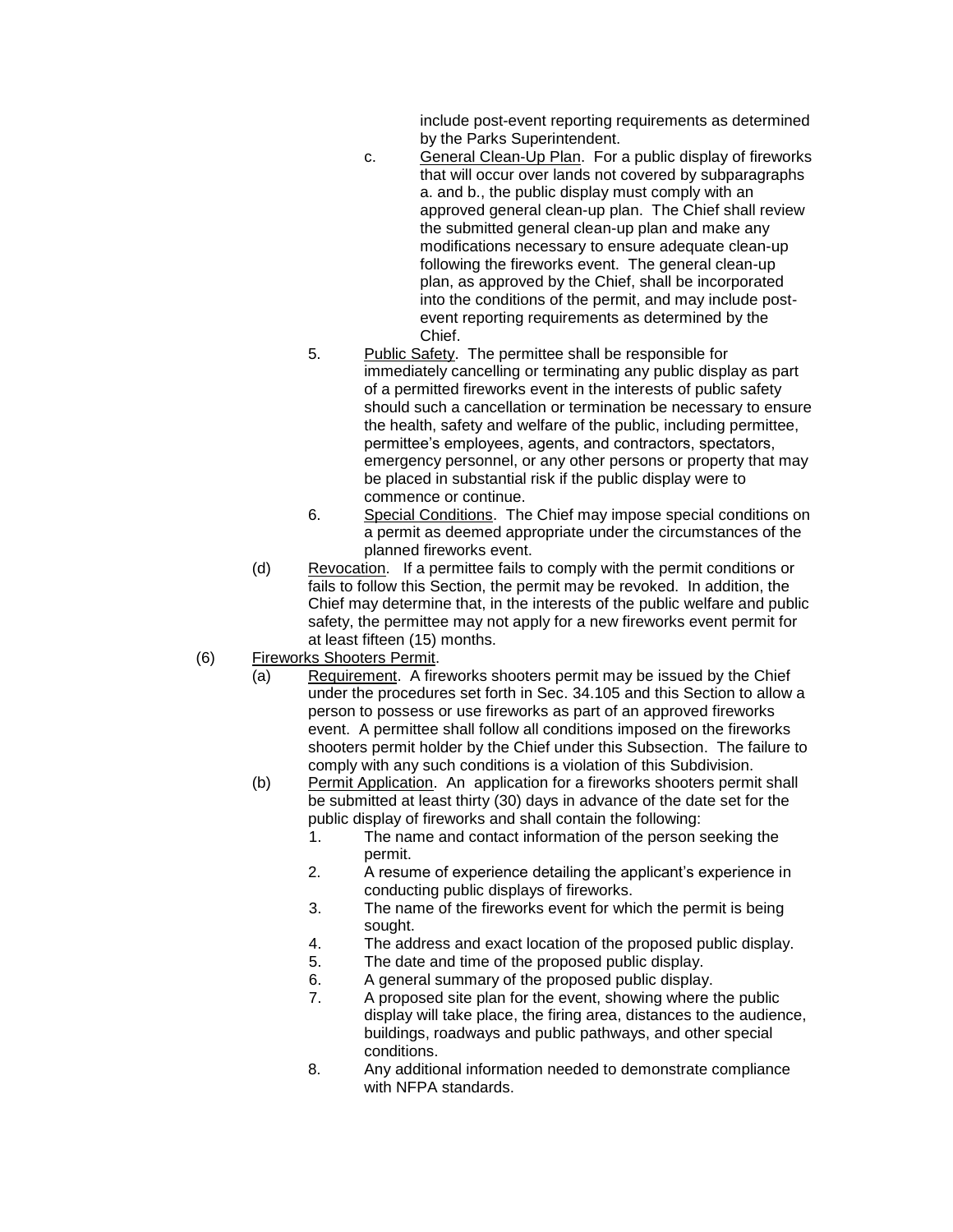include post-event reporting requirements as determined by the Parks Superintendent.

c. General Clean-Up Plan. For a public display of fireworks that will occur over lands not covered by subparagraphs a. and b., the public display must comply with an approved general clean-up plan. The Chief shall review the submitted general clean-up plan and make any modifications necessary to ensure adequate clean-up following the fireworks event. The general clean-up plan, as approved by the Chief, shall be incorporated into the conditions of the permit, and may include post-event reporting requirements as determined by the Chief.

5. Public Safety. The permittee shall be responsible for immediately cancelling or terminating any public display as part of a permitted fireworks event in the interests of public safety should such a cancellation or termination be necessary to ensure the health, safety and welfare of the public, including permittee, permittee's employees, agents, and contractors, spectators, emergency personnel, or any other persons or property that may be placed in substantial risk if the public display were to commence or continue.

6. Special Conditions. The Chief may impose special conditions on a permit as deemed appropriate under the circumstances of the planned fireworks event.

(d) Revocation. If a permittee fails to comply with the permit conditions or fails to follow this Section, the permit may be revoked. In addition, the Chief may determine that, in the interests of the public welfare and public safety, the permittee may not apply for a new fireworks event permit for at least fifteen (15) months.

(6) Fireworks Shooters Permit.

(a) Requirement. A fireworks shooters permit may be issued by the Chief under the procedures set forth in Sec. 34.105 and this Section to allow a person to possess or use fireworks as part of an approved fireworks event. A permittee shall follow all conditions imposed on the fireworks shooters permit holder by the Chief under this Subsection. The failure to comply with any such conditions is a violation of this Subdivision.

(b) Permit Application. An application for a fireworks shooters permit shall be submitted at least thirty (30) days in advance of the date set for the public display of fireworks and shall contain the following:

1. The name and contact information of the person seeking the permit.
2. A resume of experience detailing the applicant's experience in conducting public displays of fireworks.
3. The name of the fireworks event for which the permit is being sought.
4. The address and exact location of the proposed public display.
5. The date and time of the proposed public display.
6. A general summary of the proposed public display.
7. A proposed site plan for the event, showing where the public display will take place, the firing area, distances to the audience, buildings, roadways and public pathways, and other special conditions.
8. Any additional information needed to demonstrate compliance with NFPA standards.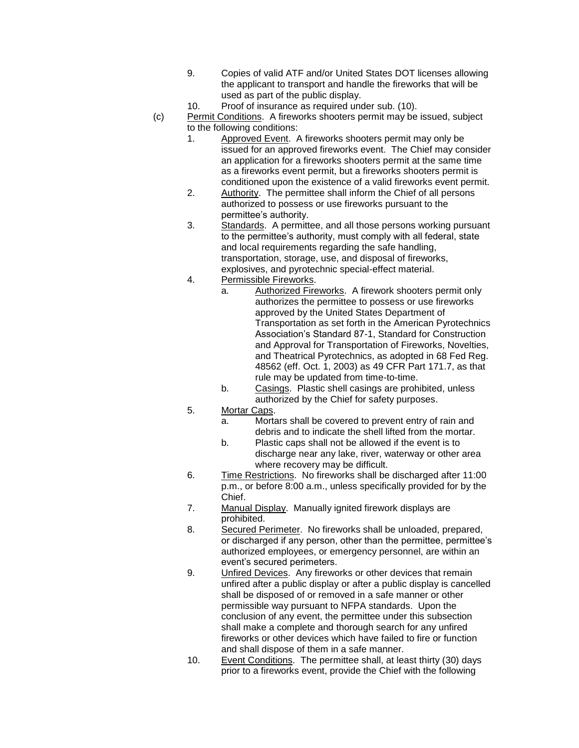9. Copies of valid ATF and/or United States DOT licenses allowing the applicant to transport and handle the fireworks that will be used as part of the public display.
10. Proof of insurance as required under sub. (10).

(c) Permit Conditions. A fireworks shooters permit may be issued, subject to the following conditions:

1. Approved Event. A fireworks shooters permit may only be issued for an approved fireworks event. The Chief may consider an application for a fireworks shooters permit at the same time as a fireworks event permit, but a fireworks shooters permit is conditioned upon the existence of a valid fireworks event permit.
2. Authority. The permittee shall inform the Chief of all persons authorized to possess or use fireworks pursuant to the permittee's authority.
3. Standards. A permittee, and all those persons working pursuant to the permittee's authority, must comply with all federal, state and local requirements regarding the safe handling, transportation, storage, use, and disposal of fireworks, explosives, and pyrotechnic special-effect material.
4. Permissible Fireworks.
   a. Authorized Fireworks. A firework shooters permit only authorizes the permittee to possess or use fireworks approved by the United States Department of Transportation as set forth in the American Pyrotechnics Association's Standard 87-1, Standard for Construction and Approval for Transportation of Fireworks, Novelties, and Theatrical Pyrotechnics, as adopted in 68 Fed Reg. 48562 (eff. Oct. 1, 2003) as 49 CFR Part 171.7, as that rule may be updated from time-to-time.
   b. Casings. Plastic shell casings are prohibited, unless authorized by the Chief for safety purposes.
5. Mortar Caps.
   a. Mortars shall be covered to prevent entry of rain and debris and to indicate the shell lifted from the mortar.
   b. Plastic caps shall not be allowed if the event is to discharge near any lake, river, waterway or other area where recovery may be difficult.
6. Time Restrictions. No fireworks shall be discharged after 11:00 p.m., or before 8:00 a.m., unless specifically provided for by the Chief.
7. Manual Display. Manually ignited firework displays are prohibited.
8. Secured Perimeter. No fireworks shall be unloaded, prepared, or discharged if any person, other than the permittee, permittee's authorized employees, or emergency personnel, are within an event's secured perimeters.
9. Unfired Devices. Any fireworks or other devices that remain unfired after a public display or after a public display is cancelled shall be disposed of or removed in a safe manner or other permissible way pursuant to NFPA standards. Upon the conclusion of any event, the permittee under this subsection shall make a complete and thorough search for any unfired fireworks or other devices which have failed to fire or function and shall dispose of them in a safe manner.
10. Event Conditions. The permittee shall, at least thirty (30) days prior to a fireworks event, provide the Chief with the following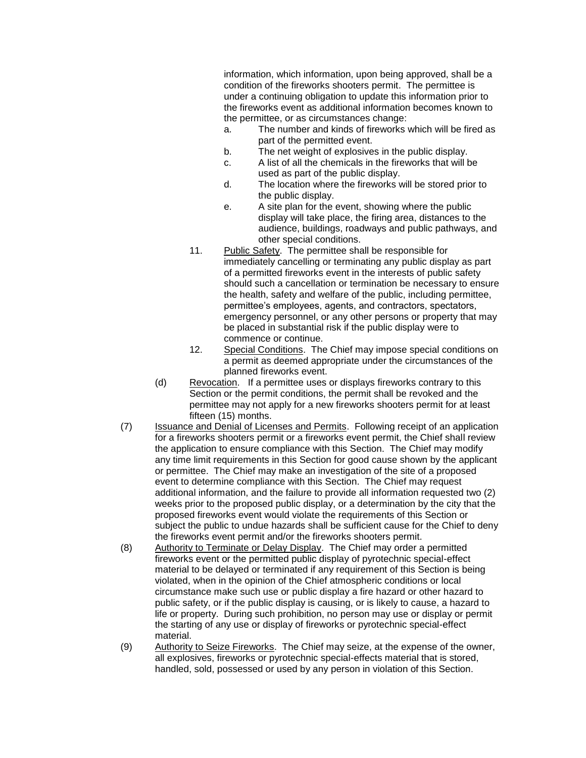information, which information, upon being approved, shall be a condition of the fireworks shooters permit. The permittee is under a continuing obligation to update this information prior to the fireworks event as additional information becomes known to the permittee, or as circumstances change:

   a. The number and kinds of fireworks which will be fired as part of the permitted event.
   b. The net weight of explosives in the public display.
   c. A list of all the chemicals in the fireworks that will be used as part of the public display.
   d. The location where the fireworks will be stored prior to the public display.
   e. A site plan for the event, showing where the public display will take place, the firing area, distances to the audience, buildings, roadways and public pathways, and other special conditions.

11. Public Safety. The permittee shall be responsible for immediately cancelling or terminating any public display as part of a permitted fireworks event in the interests of public safety should such a cancellation or termination be necessary to ensure the health, safety and welfare of the public, including permittee, permittee's employees, agents, and contractors, spectators, emergency personnel, or any other persons or property that may be placed in substantial risk if the public display were to commence or continue.

12. Special Conditions. The Chief may impose special conditions on a permit as deemed appropriate under the circumstances of the planned fireworks event.

(d) Revocation. If a permittee uses or displays fireworks contrary to this Section or the permit conditions, the permit shall be revoked and the permittee may not apply for a new fireworks shooters permit for at least fifteen (15) months.

(7) Issuance and Denial of Licenses and Permits. Following receipt of an application for a fireworks shooters permit or a fireworks event permit, the Chief shall review the application to ensure compliance with this Section. The Chief may modify any time limit requirements in this Section for good cause shown by the applicant or permittee. The Chief may make an investigation of the site of a proposed event to determine compliance with this Section. The Chief may request additional information, and the failure to provide all information requested two (2) weeks prior to the proposed public display, or a determination by the city that the proposed fireworks event would violate the requirements of this Section or subject the public to undue hazards shall be sufficient cause for the Chief to deny the fireworks event permit and/or the fireworks shooters permit.

(8) Authority to Terminate or Delay Display. The Chief may order a permitted fireworks event or the permitted public display of pyrotechnic special-effect material to be delayed or terminated if any requirement of this Section is being violated, when in the opinion of the Chief atmospheric conditions or local circumstance make such use or public display a fire hazard or other hazard to public safety, or if the public display is causing, or is likely to cause, a hazard to life or property. During such prohibition, no person may use or display or permit the starting of any use or display of fireworks or pyrotechnic special-effect material.

(9) Authority to Seize Fireworks. The Chief may seize, at the expense of the owner, all explosives, fireworks or pyrotechnic special-effects material that is stored, handled, sold, possessed or used by any person in violation of this Section.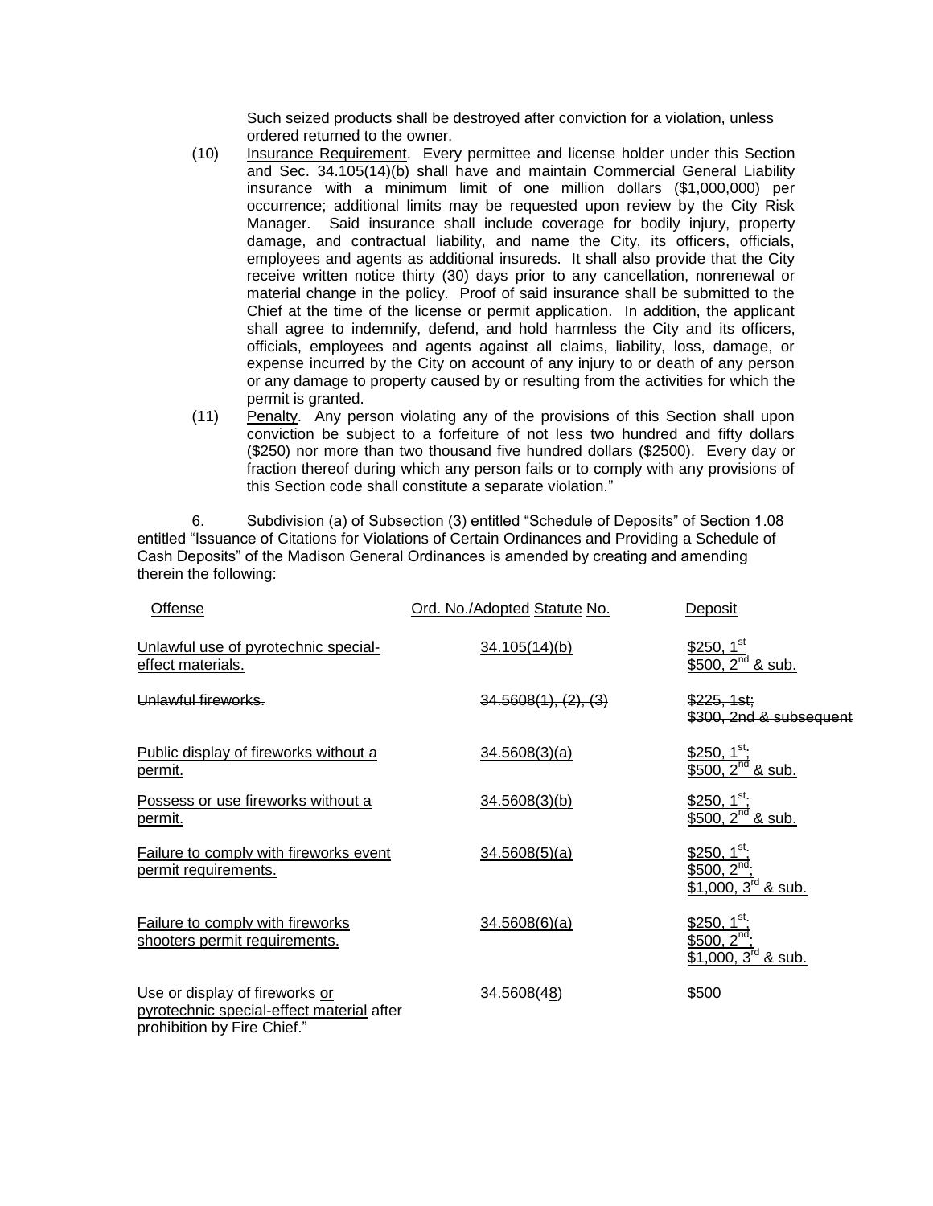Such seized products shall be destroyed after conviction for a violation, unless ordered returned to the owner.

(10) Insurance Requirement. Every permittee and license holder under this Section and Sec. 34.105(14)(b) shall have and maintain Commercial General Liability insurance with a minimum limit of one million dollars ($1,000,000) per occurrence; additional limits may be requested upon review by the City Risk Manager. Said insurance shall include coverage for bodily injury, property damage, and contractual liability, and name the City, its officers, officials, employees and agents as additional insureds. It shall also provide that the City receive written notice thirty (30) days prior to any cancellation, nonrenewal or material change in the policy. Proof of said insurance shall be submitted to the Chief at the time of the license or permit application. In addition, the applicant shall agree to indemnify, defend, and hold harmless the City and its officers, officials, employees and agents against all claims, liability, loss, damage, or expense incurred by the City on account of any injury to or death of any person or any damage to property caused by or resulting from the activities for which the permit is granted.

(11) Penalty. Any person violating any of the provisions of this Section shall upon conviction be subject to a forfeiture of not less two hundred and fifty dollars ($250) nor more than two thousand five hundred dollars ($2500). Every day or fraction thereof during which any person fails or to comply with any provisions of this Section code shall constitute a separate violation."

6. Subdivision (a) of Subsection (3) entitled "Schedule of Deposits" of Section 1.08 entitled "Issuance of Citations for Violations of Certain Ordinances and Providing a Schedule of Cash Deposits" of the Madison General Ordinances is amended by creating and amending therein the following:

| Offense | Ord. No./Adopted Statute No. | Deposit |
|---|---|---|
| Unlawful use of pyrotechnic special-effect materials. | 34.105(14)(b) | $250, 1st; $500, 2nd & sub. |
| ~~Unlawful fireworks.~~ | ~~34.5608(1), (2), (3)~~ | ~~$225, 1st; $300, 2nd & subsequent~~ |
| Public display of fireworks without a permit. | 34.5608(3)(a) | $250, 1st; $500, 2nd & sub. |
| Possess or use fireworks without a permit. | 34.5608(3)(b) | $250, 1st; $500, 2nd & sub. |
| Failure to comply with fireworks event permit requirements. | 34.5608(5)(a) | $250, 1st; $500, 2nd; $1,000, 3rd & sub. |
| Failure to comply with fireworks shooters permit requirements. | 34.5608(6)(a) | $250, 1st; $500, 2nd; $1,000, 3rd & sub. |
| Use or display of fireworks or pyrotechnic special-effect material after prohibition by Fire Chief." | 34.5608(48) | $500 |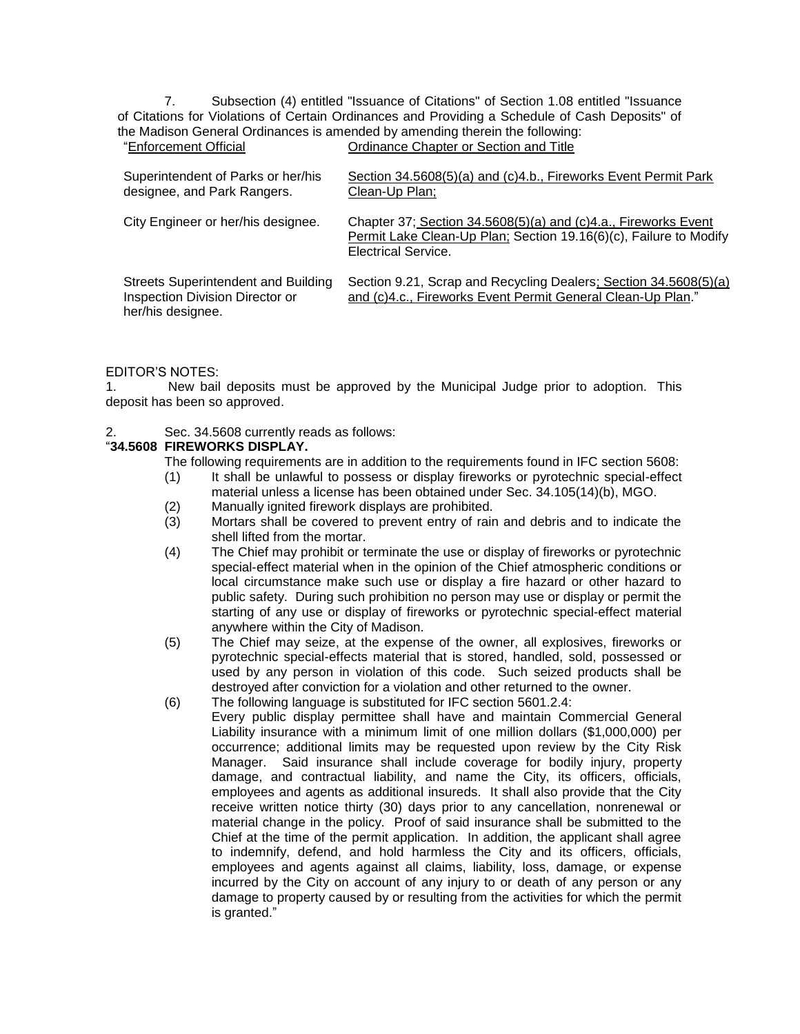7. Subsection (4) entitled "Issuance of Citations" of Section 1.08 entitled "Issuance of Citations for Violations of Certain Ordinances and Providing a Schedule of Cash Deposits" of the Madison General Ordinances is amended by amending therein the following:

| "Enforcement Official | Ordinance Chapter or Section and Title |
|---|---|
| Superintendent of Parks or her/his designee, and Park Rangers. | Section 34.5608(5)(a) and (c)4.b., Fireworks Event Permit Park Clean-Up Plan; |
| City Engineer or her/his designee. | Chapter 37; Section 34.5608(5)(a) and (c)4.a., Fireworks Event Permit Lake Clean-Up Plan; Section 19.16(6)(c), Failure to Modify Electrical Service. |
| Streets Superintendent and Building Inspection Division Director or her/his designee. | Section 9.21, Scrap and Recycling Dealers; Section 34.5608(5)(a) and (c)4.c., Fireworks Event Permit General Clean-Up Plan." |

EDITOR'S NOTES:

1. New bail deposits must be approved by the Municipal Judge prior to adoption. This deposit has been so approved.

2. Sec. 34.5608 currently reads as follows:

"**34.5608 FIREWORKS DISPLAY.**

The following requirements are in addition to the requirements found in IFC section 5608:

(1) It shall be unlawful to possess or display fireworks or pyrotechnic special-effect material unless a license has been obtained under Sec. 34.105(14)(b), MGO.

(2) Manually ignited firework displays are prohibited.

(3) Mortars shall be covered to prevent entry of rain and debris and to indicate the shell lifted from the mortar.

(4) The Chief may prohibit or terminate the use or display of fireworks or pyrotechnic special-effect material when in the opinion of the Chief atmospheric conditions or local circumstance make such use or display a fire hazard or other hazard to public safety. During such prohibition no person may use or display or permit the starting of any use or display of fireworks or pyrotechnic special-effect material anywhere within the City of Madison.

(5) The Chief may seize, at the expense of the owner, all explosives, fireworks or pyrotechnic special-effects material that is stored, handled, sold, possessed or used by any person in violation of this code. Such seized products shall be destroyed after conviction for a violation and other returned to the owner.

(6) The following language is substituted for IFC section 5601.2.4:
Every public display permittee shall have and maintain Commercial General Liability insurance with a minimum limit of one million dollars ($1,000,000) per occurrence; additional limits may be requested upon review by the City Risk Manager. Said insurance shall include coverage for bodily injury, property damage, and contractual liability, and name the City, its officers, officials, employees and agents as additional insureds. It shall also provide that the City receive written notice thirty (30) days prior to any cancellation, nonrenewal or material change in the policy. Proof of said insurance shall be submitted to the Chief at the time of the permit application. In addition, the applicant shall agree to indemnify, defend, and hold harmless the City and its officers, officials, employees and agents against all claims, liability, loss, damage, or expense incurred by the City on account of any injury to or death of any person or any damage to property caused by or resulting from the activities for which the permit is granted."